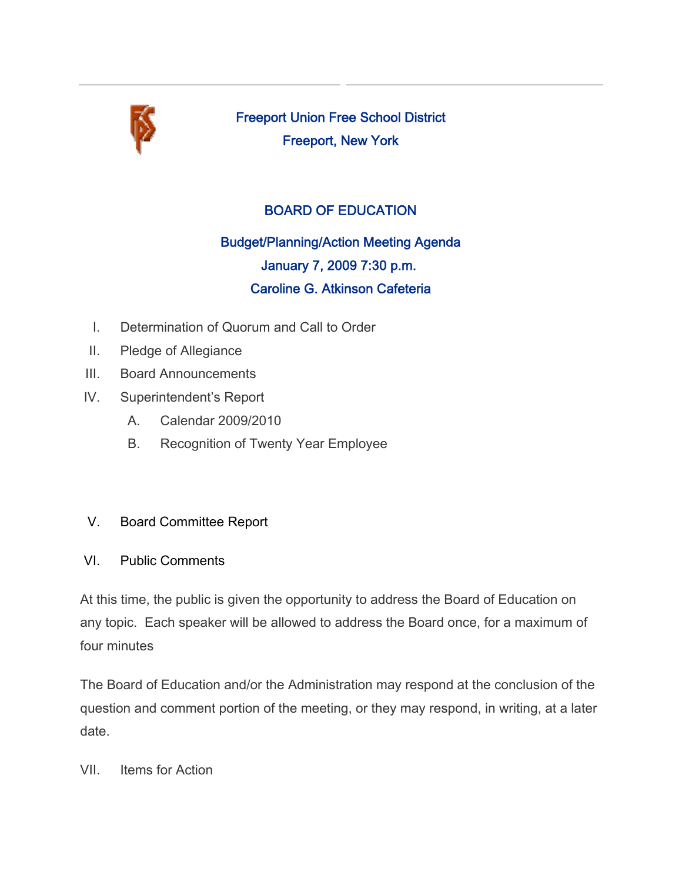# Freeport Union Free School District

## Freeport, New York

## BOARD OF EDUCATION

### Budget/Planning/Action Meeting Agenda

### January 7, 2009 7:30 p.m.

### Caroline G. Atkinson Cafeteria

I. Determination of Quorum and Call to Order

II. Pledge of Allegiance

III. Board Announcements

IV. Superintendent's Report

   A. Calendar 2009/2010

   B. Recognition of Twenty Year Employee

V. Board Committee Report

VI. Public Comments

At this time, the public is given the opportunity to address the Board of Education on any topic. Each speaker will be allowed to address the Board once, for a maximum of four minutes

The Board of Education and/or the Administration may respond at the conclusion of the question and comment portion of the meeting, or they may respond, in writing, at a later date.

VII. Items for Action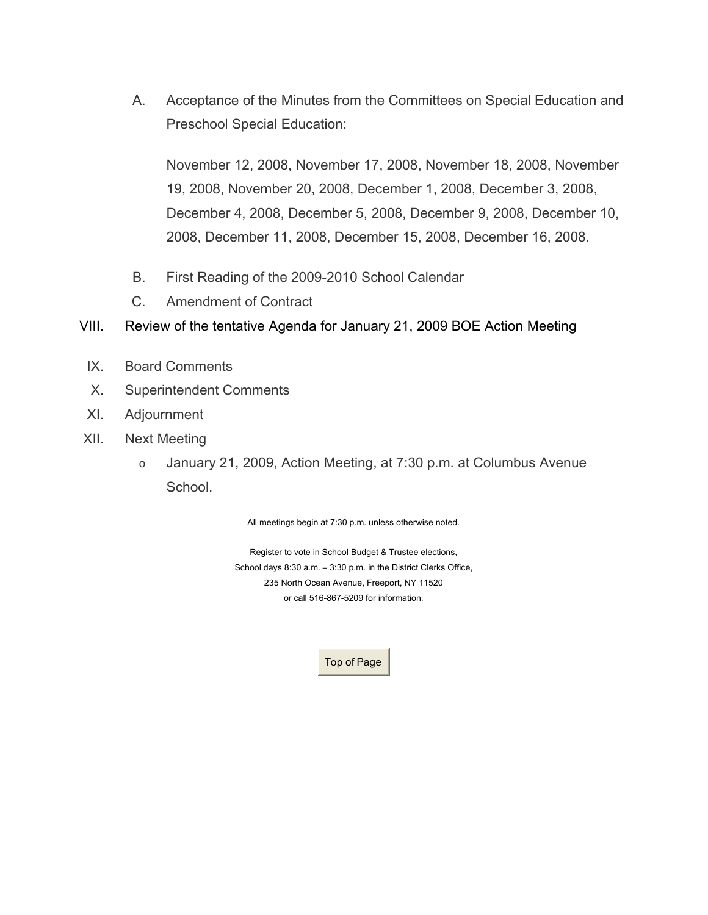A. Acceptance of the Minutes from the Committees on Special Education and Preschool Special Education:

   November 12, 2008, November 17, 2008, November 18, 2008, November 19, 2008, November 20, 2008, December 1, 2008, December 3, 2008, December 4, 2008, December 5, 2008, December 9, 2008, December 10, 2008, December 11, 2008, December 15, 2008, December 16, 2008.

B. First Reading of the 2009-2010 School Calendar

C. Amendment of Contract

VIII. Review of the tentative Agenda for January 21, 2009 BOE Action Meeting

IX. Board Comments

X. Superintendent Comments

XI. Adjournment

XII. Next Meeting

- January 21, 2009, Action Meeting, at 7:30 p.m. at Columbus Avenue School.

All meetings begin at 7:30 p.m. unless otherwise noted.

Register to vote in School Budget & Trustee elections,
School days 8:30 a.m. – 3:30 p.m. in the District Clerks Office,
235 North Ocean Avenue, Freeport, NY 11520
or call 516-867-5209 for information.

Top of Page